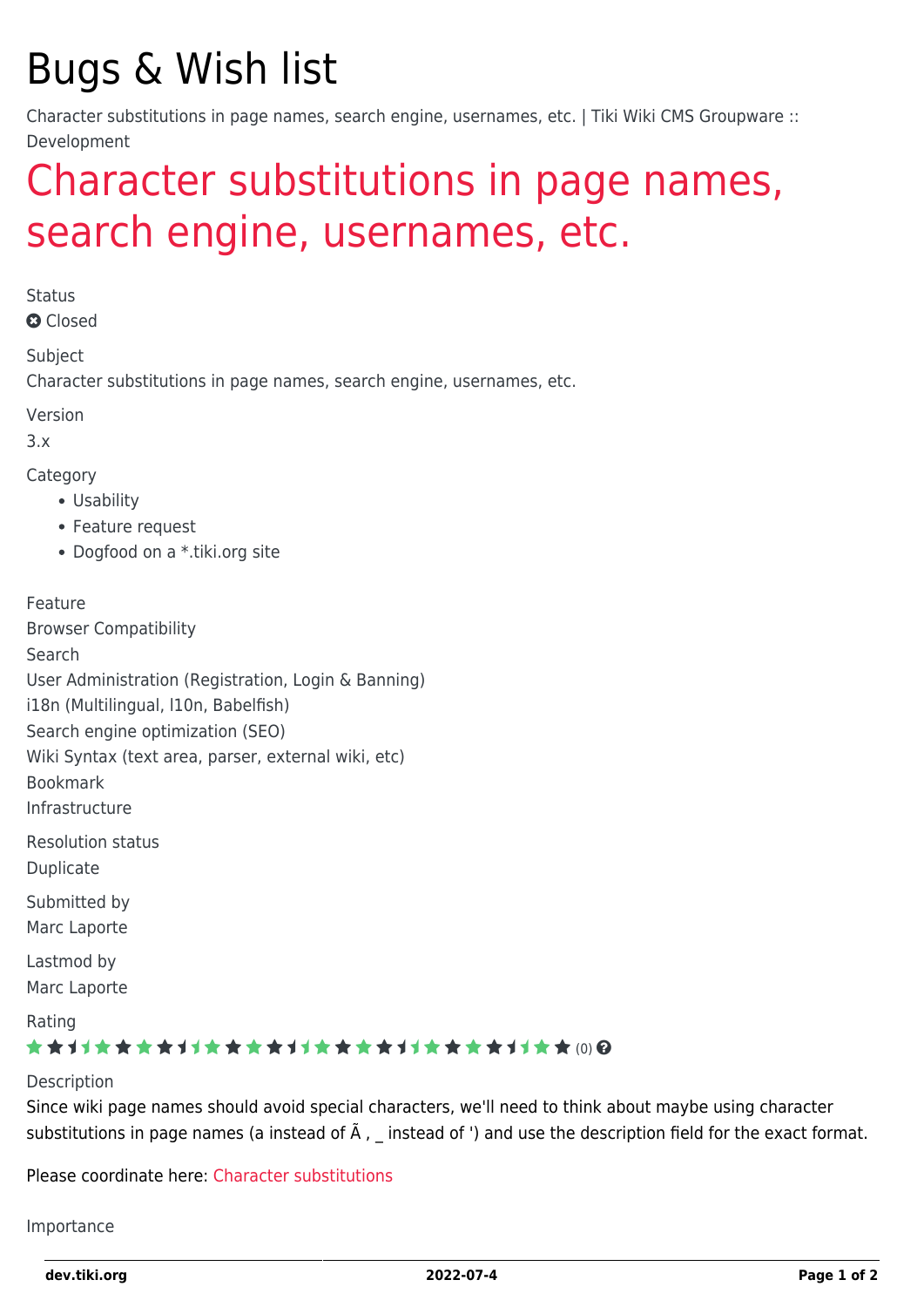# Bugs & Wish list

Character substitutions in page names, search engine, usernames, etc. | Tiki Wiki CMS Groupware :: Development

## Character substitutions in page names, search engine, usernames, etc.

Status

Closed

Subject

Character substitutions in page names, search engine, usernames, etc.

Version

3.x

Category

- Usability
- Feature request
- Dogfood on a *.tiki.org site

Feature

Browser Compatibility

Search

User Administration (Registration, Login & Banning)

i18n (Multilingual, l10n, Babelfish)

Search engine optimization (SEO)

Wiki Syntax (text area, parser, external wiki, etc)

Bookmark

Infrastructure

Resolution status

Duplicate

Submitted by

Marc Laporte

Lastmod by

Marc Laporte

Rating

(0)

Description

Since wiki page names should avoid special characters, we'll need to think about maybe using character substitutions in page names (a instead of Ã , _ instead of ') and use the description field for the exact format.

Please coordinate here: Character substitutions

Importance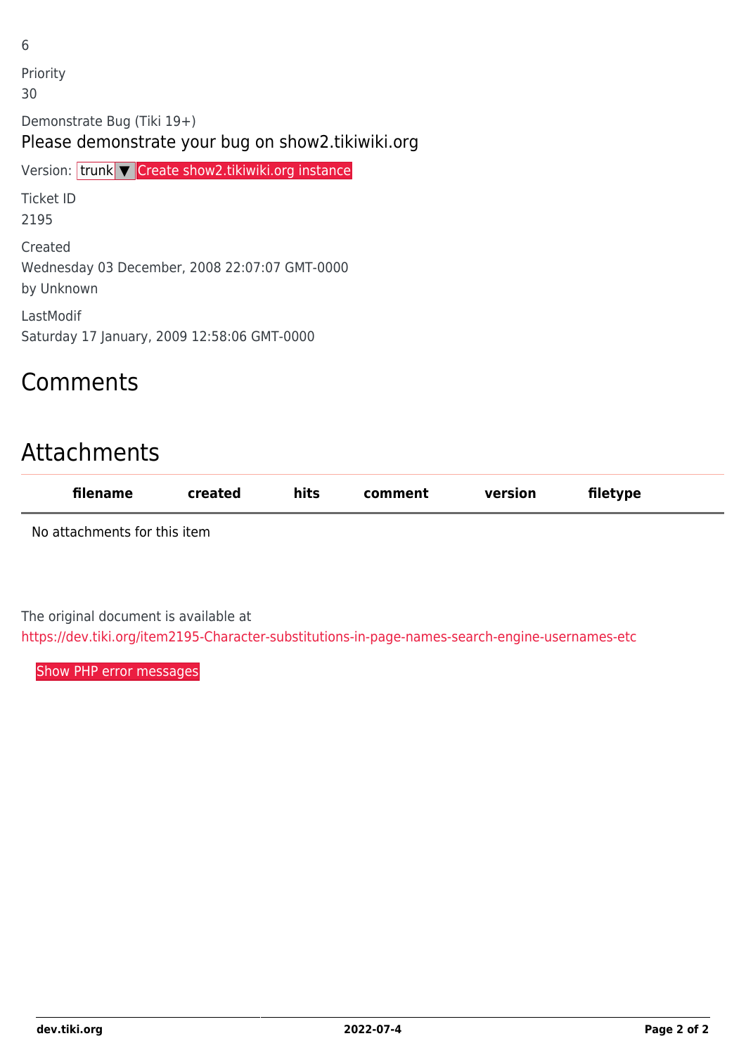6

Priority

30

Demonstrate Bug (Tiki 19+)

Please demonstrate your bug on show2.tikiwiki.org

Version: trunk ▼ Create show2.tikiwiki.org instance

Ticket ID

2195

Created

Wednesday 03 December, 2008 22:07:07 GMT-0000
by Unknown

LastModif

Saturday 17 January, 2009 12:58:06 GMT-0000

## Comments

## Attachments

| filename | created | hits | comment | version | filetype |
|---|---|---|---|---|---|
| No attachments for this item | | | | | |

The original document is available at
https://dev.tiki.org/item2195-Character-substitutions-in-page-names-search-engine-usernames-etc

Show PHP error messages